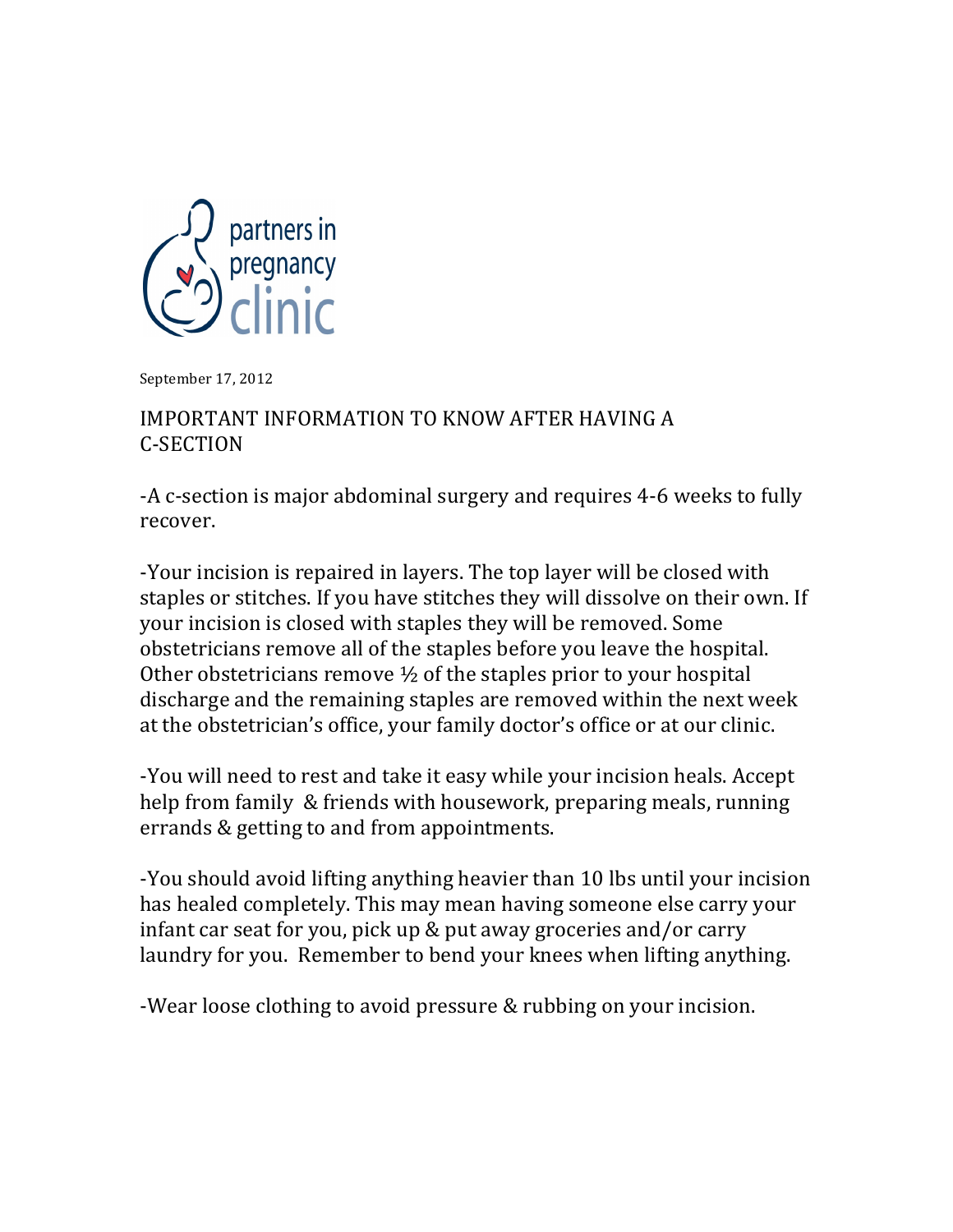partners in pregnancy clinic

September 17, 2012

# IMPORTANT INFORMATION TO KNOW AFTER HAVING A C-SECTION

-A c-section is major abdominal surgery and requires 4-6 weeks to fully recover.

-Your incision is repaired in layers. The top layer will be closed with staples or stitches. If you have stitches they will dissolve on their own. If your incision is closed with staples they will be removed. Some obstetricians remove all of the staples before you leave the hospital. Other obstetricians remove ½ of the staples prior to your hospital discharge and the remaining staples are removed within the next week at the obstetrician's office, your family doctor's office or at our clinic.

-You will need to rest and take it easy while your incision heals. Accept help from family & friends with housework, preparing meals, running errands & getting to and from appointments.

-You should avoid lifting anything heavier than 10 lbs until your incision has healed completely. This may mean having someone else carry your infant car seat for you, pick up & put away groceries and/or carry laundry for you. Remember to bend your knees when lifting anything.

-Wear loose clothing to avoid pressure & rubbing on your incision.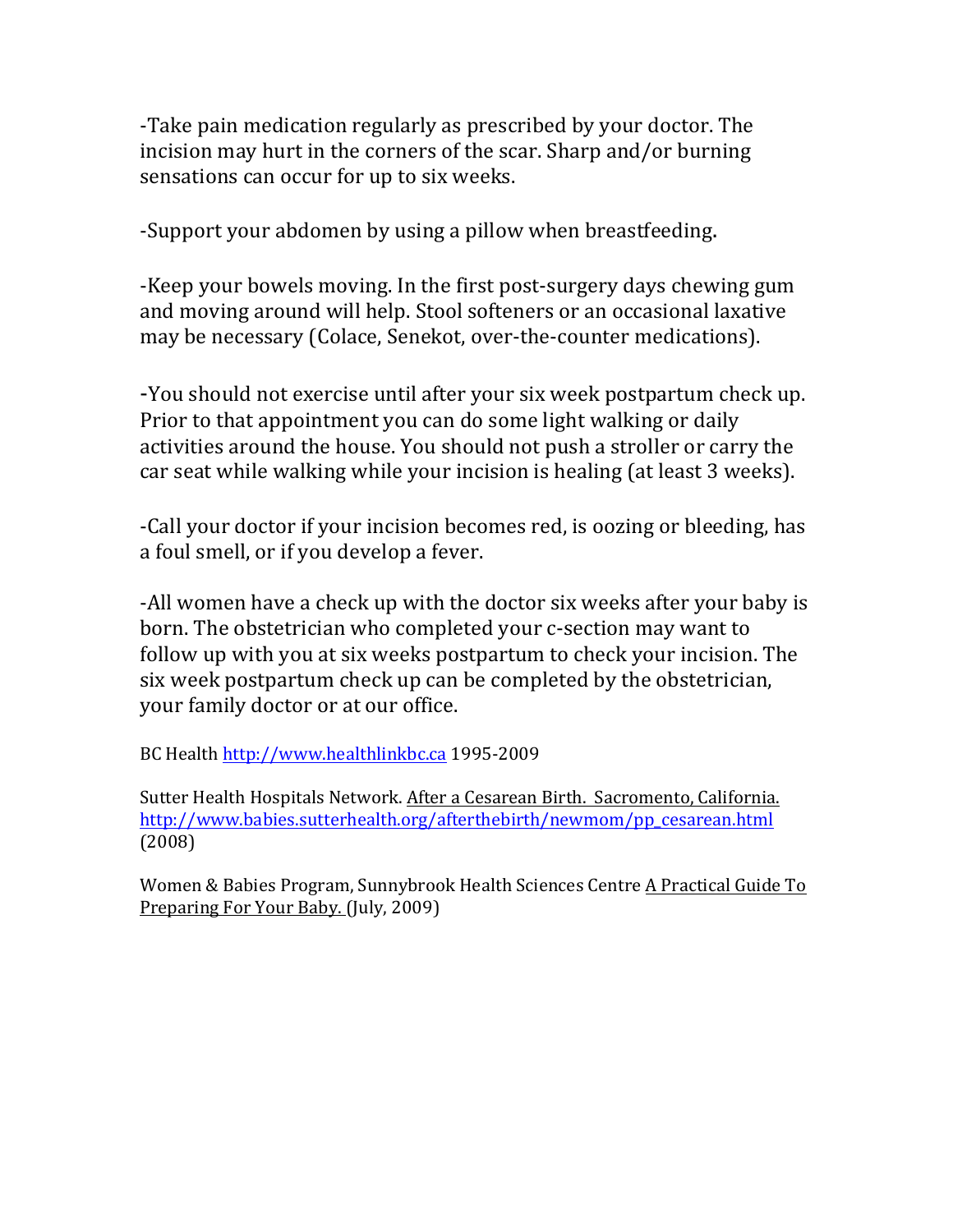-Take pain medication regularly as prescribed by your doctor. The incision may hurt in the corners of the scar. Sharp and/or burning sensations can occur for up to six weeks.

-Support your abdomen by using a pillow when breastfeeding.

-Keep your bowels moving. In the first post-surgery days chewing gum and moving around will help. Stool softeners or an occasional laxative may be necessary (Colace, Senekot, over-the-counter medications).

-You should not exercise until after your six week postpartum check up. Prior to that appointment you can do some light walking or daily activities around the house. You should not push a stroller or carry the car seat while walking while your incision is healing (at least 3 weeks).

-Call your doctor if your incision becomes red, is oozing or bleeding, has a foul smell, or if you develop a fever.

-All women have a check up with the doctor six weeks after your baby is born. The obstetrician who completed your c-section may want to follow up with you at six weeks postpartum to check your incision. The six week postpartum check up can be completed by the obstetrician, your family doctor or at our office.

BC Health http://www.healthlinkbc.ca 1995-2009

Sutter Health Hospitals Network. After a Cesarean Birth. Sacromento, California. http://www.babies.sutterhealth.org/afterthebirth/newmom/pp_cesarean.html (2008)

Women & Babies Program, Sunnybrook Health Sciences Centre A Practical Guide To Preparing For Your Baby. (July, 2009)